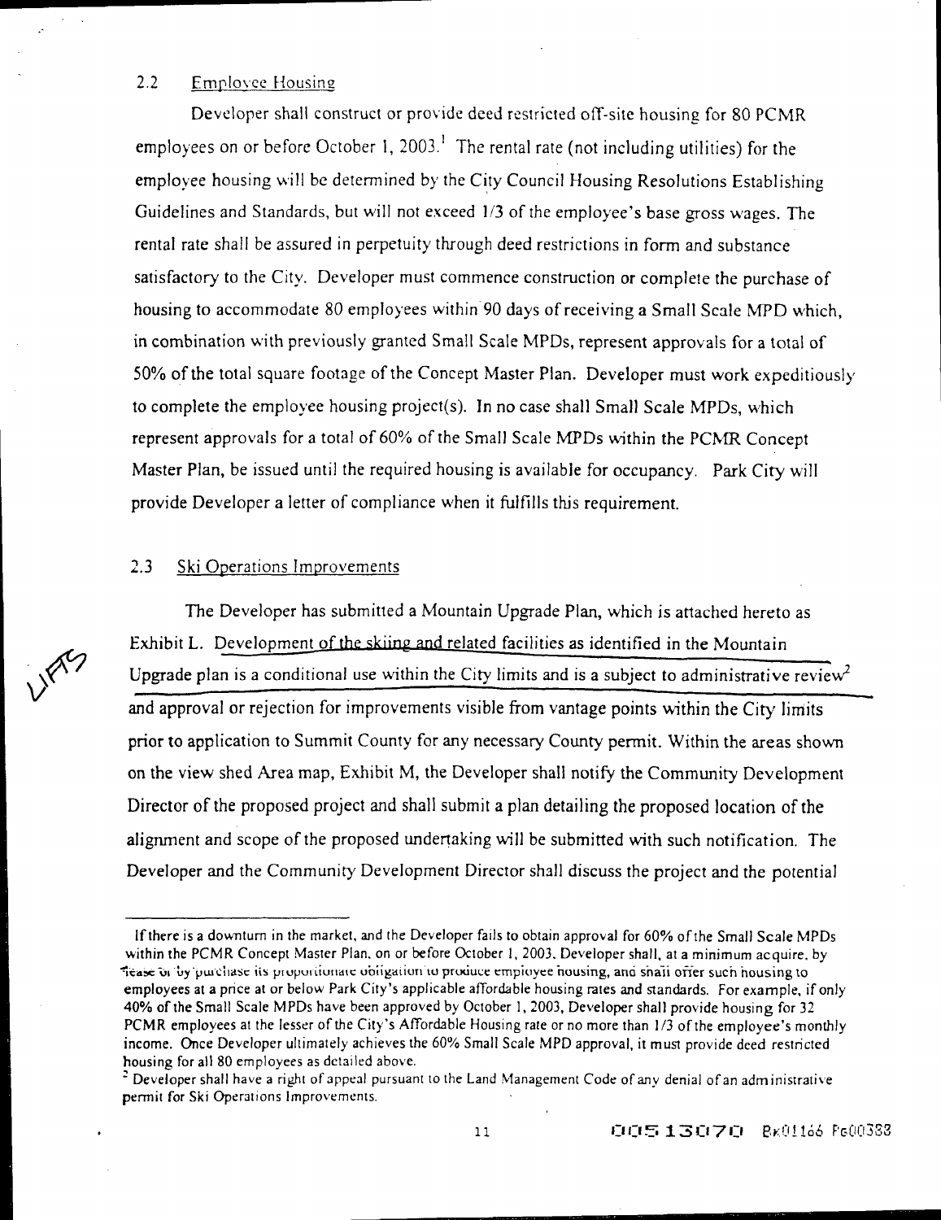## 2.2 Employee Housing

Developer shall construct or provide deed restricted off-site housing for 80 PCMR employees on or before October 1, 2003.[1] The rental rate (not including utilities) for the employee housing will be determined by the City Council Housing Resolutions Establishing Guidelines and Standards, but will not exceed 1/3 of the employee's base gross wages. The rental rate shall be assured in perpetuity through deed restrictions in form and substance satisfactory to the City. Developer must commence construction or complete the purchase of housing to accommodate 80 employees within 90 days of receiving a Small Scale MPD which, in combination with previously granted Small Scale MPDs, represent approvals for a total of 50% of the total square footage of the Concept Master Plan. Developer must work expeditiously to complete the employee housing project(s). In no case shall Small Scale MPDs, which represent approvals for a total of 60% of the Small Scale MPDs within the PCMR Concept Master Plan, be issued until the required housing is available for occupancy. Park City will provide Developer a letter of compliance when it fulfills this requirement.

## 2.3 Ski Operations Improvements

LIFTS

The Developer has submitted a Mountain Upgrade Plan, which is attached hereto as Exhibit L. Development of the skiing and related facilities as identified in the Mountain Upgrade plan is a conditional use within the City limits and is a subject to administrative review[2] and approval or rejection for improvements visible from vantage points within the City limits prior to application to Summit County for any necessary County permit. Within the areas shown on the view shed Area map, Exhibit M, the Developer shall notify the Community Development Director of the proposed project and shall submit a plan detailing the proposed location of the alignment and scope of the proposed undertaking will be submitted with such notification. The Developer and the Community Development Director shall discuss the project and the potential

---

[1] If there is a downturn in the market, and the Developer fails to obtain approval for 60% of the Small Scale MPDs within the PCMR Concept Master Plan, on or before October 1, 2003, Developer shall, at a minimum acquire, by lease or by purchase its proportionate obligation to produce employee housing, and shall offer such housing to employees at a price at or below Park City's applicable affordable housing rates and standards. For example, if only 40% of the Small Scale MPDs have been approved by October 1, 2003, Developer shall provide housing for 32 PCMR employees at the lesser of the City's Affordable Housing rate or no more than 1/3 of the employee's monthly income. Once Developer ultimately achieves the 60% Small Scale MPD approval, it must provide deed restricted housing for all 80 employees as detailed above.

[2] Developer shall have a right of appeal pursuant to the Land Management Code of any denial of an administrative permit for Ski Operations Improvements.

00513070 Bk01166 Pg00388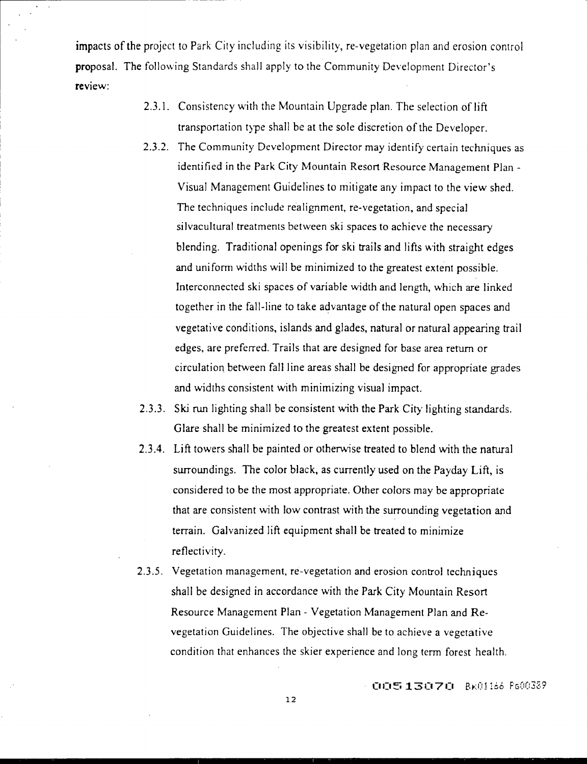impacts of the project to Park City including its visibility, re-vegetation plan and erosion control proposal. The following Standards shall apply to the Community Development Director's review:

2.3.1. Consistency with the Mountain Upgrade plan. The selection of lift transportation type shall be at the sole discretion of the Developer.

2.3.2. The Community Development Director may identify certain techniques as identified in the Park City Mountain Resort Resource Management Plan - Visual Management Guidelines to mitigate any impact to the view shed. The techniques include realignment, re-vegetation, and special silvacultural treatments between ski spaces to achieve the necessary blending. Traditional openings for ski trails and lifts with straight edges and uniform widths will be minimized to the greatest extent possible. Interconnected ski spaces of variable width and length, which are linked together in the fall-line to take advantage of the natural open spaces and vegetative conditions, islands and glades, natural or natural appearing trail edges, are preferred. Trails that are designed for base area return or circulation between fall line areas shall be designed for appropriate grades and widths consistent with minimizing visual impact.

2.3.3. Ski run lighting shall be consistent with the Park City lighting standards. Glare shall be minimized to the greatest extent possible.

2.3.4. Lift towers shall be painted or otherwise treated to blend with the natural surroundings. The color black, as currently used on the Payday Lift, is considered to be the most appropriate. Other colors may be appropriate that are consistent with low contrast with the surrounding vegetation and terrain. Galvanized lift equipment shall be treated to minimize reflectivity.

2.3.5. Vegetation management, re-vegetation and erosion control techniques shall be designed in accordance with the Park City Mountain Resort Resource Management Plan - Vegetation Management Plan and Re-vegetation Guidelines. The objective shall be to achieve a vegetative condition that enhances the skier experience and long term forest health.

00513070 Bk01166 Pg00339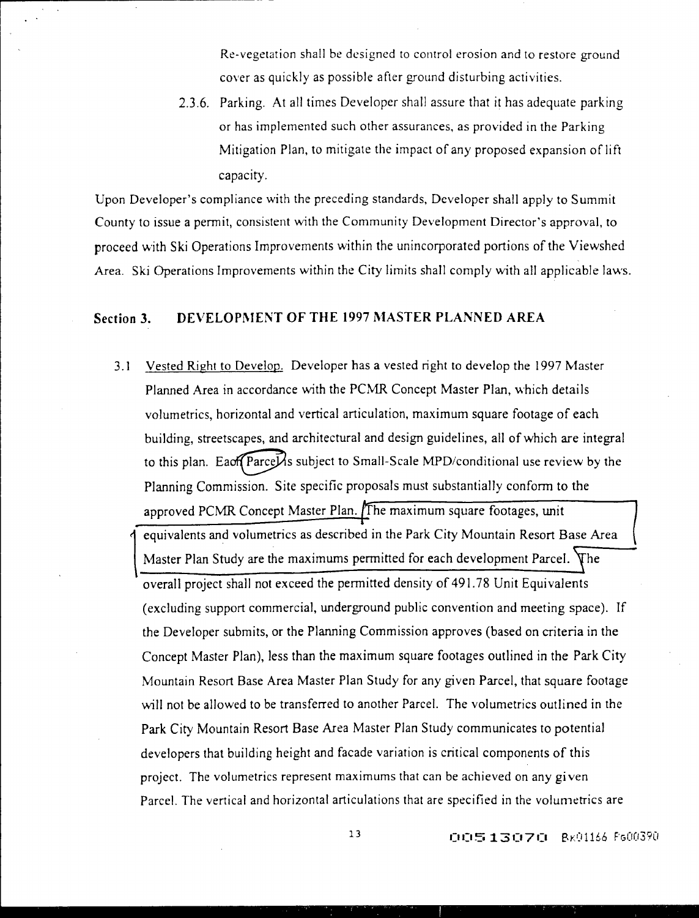Re-vegetation shall be designed to control erosion and to restore ground cover as quickly as possible after ground disturbing activities.

2.3.6. Parking. At all times Developer shall assure that it has adequate parking or has implemented such other assurances, as provided in the Parking Mitigation Plan, to mitigate the impact of any proposed expansion of lift capacity.

Upon Developer's compliance with the preceding standards, Developer shall apply to Summit County to issue a permit, consistent with the Community Development Director's approval, to proceed with Ski Operations Improvements within the unincorporated portions of the Viewshed Area. Ski Operations Improvements within the City limits shall comply with all applicable laws.

## Section 3. DEVELOPMENT OF THE 1997 MASTER PLANNED AREA

3.1 Vested Right to Develop. Developer has a vested right to develop the 1997 Master Planned Area in accordance with the PCMR Concept Master Plan, which details volumetrics, horizontal and vertical articulation, maximum square footage of each building, streetscapes, and architectural and design guidelines, all of which are integral to this plan. Each Parcel is subject to Small-Scale MPD/conditional use review by the Planning Commission. Site specific proposals must substantially conform to the approved PCMR Concept Master Plan. The maximum square footages, unit equivalents and volumetrics as described in the Park City Mountain Resort Base Area Master Plan Study are the maximums permitted for each development Parcel. The overall project shall not exceed the permitted density of 491.78 Unit Equivalents (excluding support commercial, underground public convention and meeting space). If the Developer submits, or the Planning Commission approves (based on criteria in the Concept Master Plan), less than the maximum square footages outlined in the Park City Mountain Resort Base Area Master Plan Study for any given Parcel, that square footage will not be allowed to be transferred to another Parcel. The volumetrics outlined in the Park City Mountain Resort Base Area Master Plan Study communicates to potential developers that building height and facade variation is critical components of this project. The volumetrics represent maximums that can be achieved on any given Parcel. The vertical and horizontal articulations that are specified in the volumetrics are

00513070 Bk01166 Pg00390